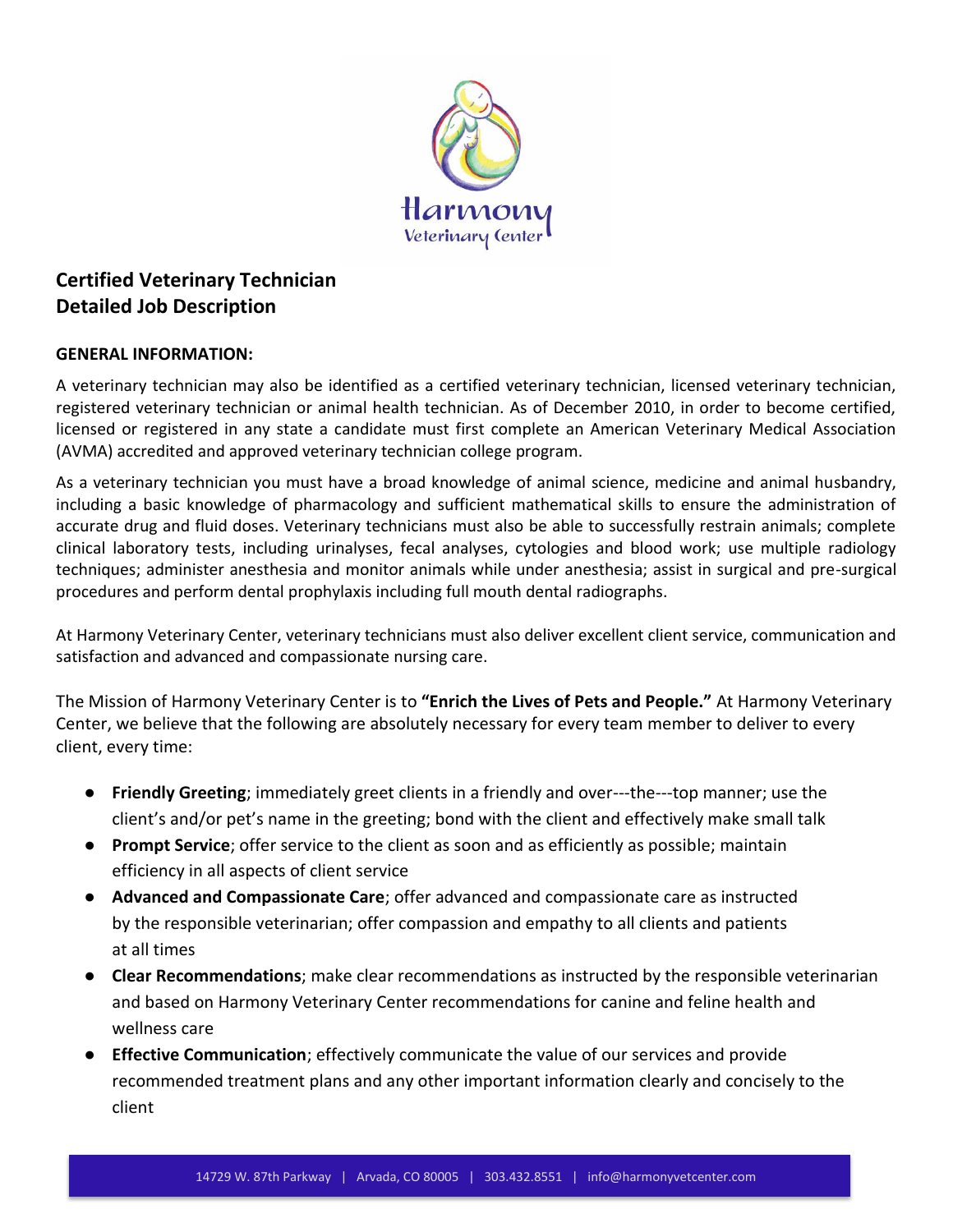# Certified Veterinary Technician
# Detailed Job Description

**GENERAL INFORMATION:**

A veterinary technician may also be identified as a certified veterinary technician, licensed veterinary technician, registered veterinary technician or animal health technician. As of December 2010, in order to become certified, licensed or registered in any state a candidate must first complete an American Veterinary Medical Association (AVMA) accredited and approved veterinary technician college program.

As a veterinary technician you must have a broad knowledge of animal science, medicine and animal husbandry, including a basic knowledge of pharmacology and sufficient mathematical skills to ensure the administration of accurate drug and fluid doses. Veterinary technicians must also be able to successfully restrain animals; complete clinical laboratory tests, including urinalyses, fecal analyses, cytologies and blood work; use multiple radiology techniques; administer anesthesia and monitor animals while under anesthesia; assist in surgical and pre-surgical procedures and perform dental prophylaxis including full mouth dental radiographs.

At Harmony Veterinary Center, veterinary technicians must also deliver excellent client service, communication and satisfaction and advanced and compassionate nursing care.

The Mission of Harmony Veterinary Center is to **"Enrich the Lives of Pets and People."** At Harmony Veterinary Center, we believe that the following are absolutely necessary for every team member to deliver to every client, every time:

- **Friendly Greeting**; immediately greet clients in a friendly and over---the---top manner; use the client's and/or pet's name in the greeting; bond with the client and effectively make small talk
- **Prompt Service**; offer service to the client as soon and as efficiently as possible; maintain efficiency in all aspects of client service
- **Advanced and Compassionate Care**; offer advanced and compassionate care as instructed by the responsible veterinarian; offer compassion and empathy to all clients and patients at all times
- **Clear Recommendations**; make clear recommendations as instructed by the responsible veterinarian and based on Harmony Veterinary Center recommendations for canine and feline health and wellness care
- **Effective Communication**; effectively communicate the value of our services and provide recommended treatment plans and any other important information clearly and concisely to the client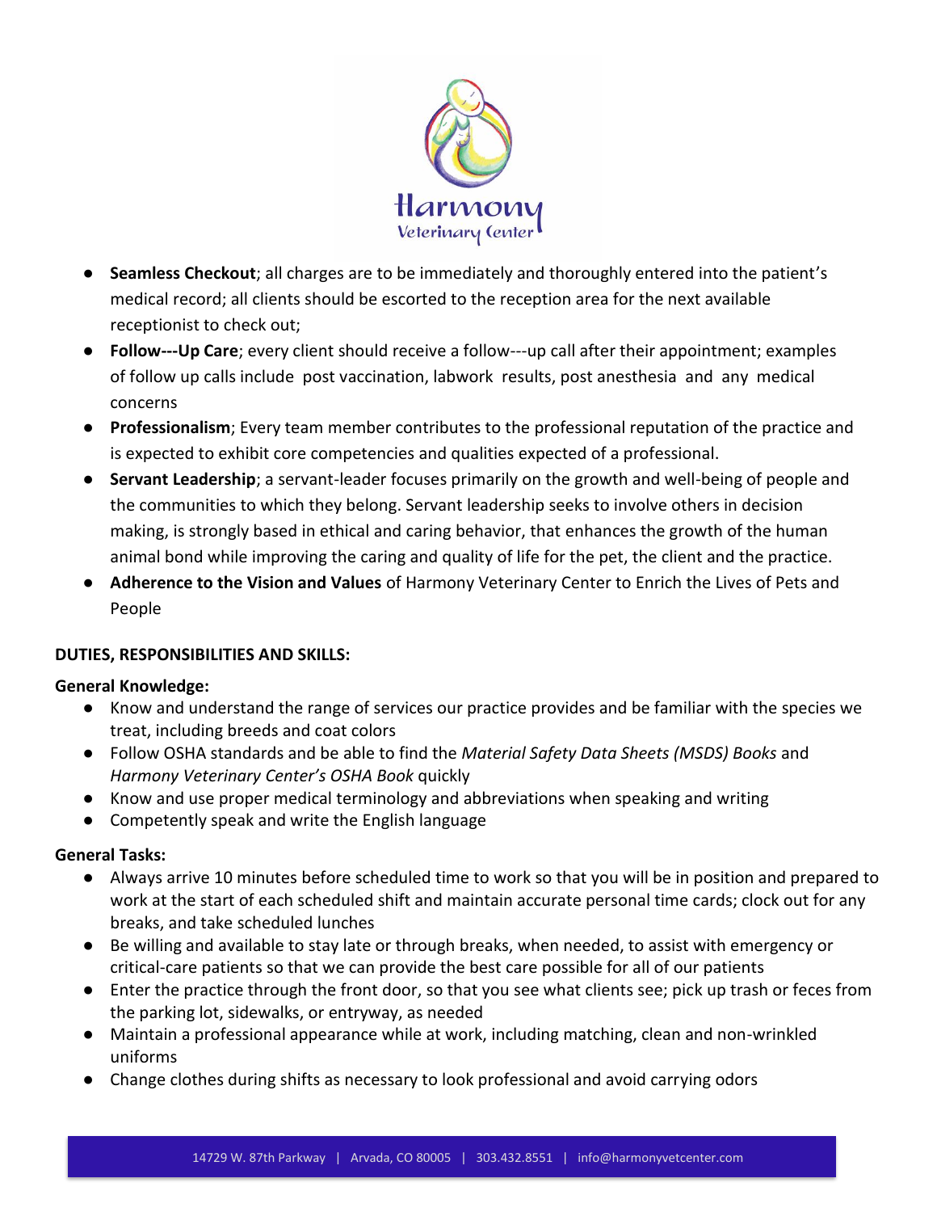- **Seamless Checkout**; all charges are to be immediately and thoroughly entered into the patient's medical record; all clients should be escorted to the reception area for the next available receptionist to check out;
- **Follow---Up Care**; every client should receive a follow---up call after their appointment; examples of follow up calls include post vaccination, labwork results, post anesthesia and any medical concerns
- **Professionalism**; Every team member contributes to the professional reputation of the practice and is expected to exhibit core competencies and qualities expected of a professional.
- **Servant Leadership**; a servant-leader focuses primarily on the growth and well-being of people and the communities to which they belong. Servant leadership seeks to involve others in decision making, is strongly based in ethical and caring behavior, that enhances the growth of the human animal bond while improving the caring and quality of life for the pet, the client and the practice.
- **Adherence to the Vision and Values** of Harmony Veterinary Center to Enrich the Lives of Pets and People

**DUTIES, RESPONSIBILITIES AND SKILLS:**

**General Knowledge:**

- Know and understand the range of services our practice provides and be familiar with the species we treat, including breeds and coat colors
- Follow OSHA standards and be able to find the *Material Safety Data Sheets (MSDS) Books* and *Harmony Veterinary Center's OSHA Book* quickly
- Know and use proper medical terminology and abbreviations when speaking and writing
- Competently speak and write the English language

**General Tasks:**

- Always arrive 10 minutes before scheduled time to work so that you will be in position and prepared to work at the start of each scheduled shift and maintain accurate personal time cards; clock out for any breaks, and take scheduled lunches
- Be willing and available to stay late or through breaks, when needed, to assist with emergency or critical-care patients so that we can provide the best care possible for all of our patients
- Enter the practice through the front door, so that you see what clients see; pick up trash or feces from the parking lot, sidewalks, or entryway, as needed
- Maintain a professional appearance while at work, including matching, clean and non-wrinkled uniforms
- Change clothes during shifts as necessary to look professional and avoid carrying odors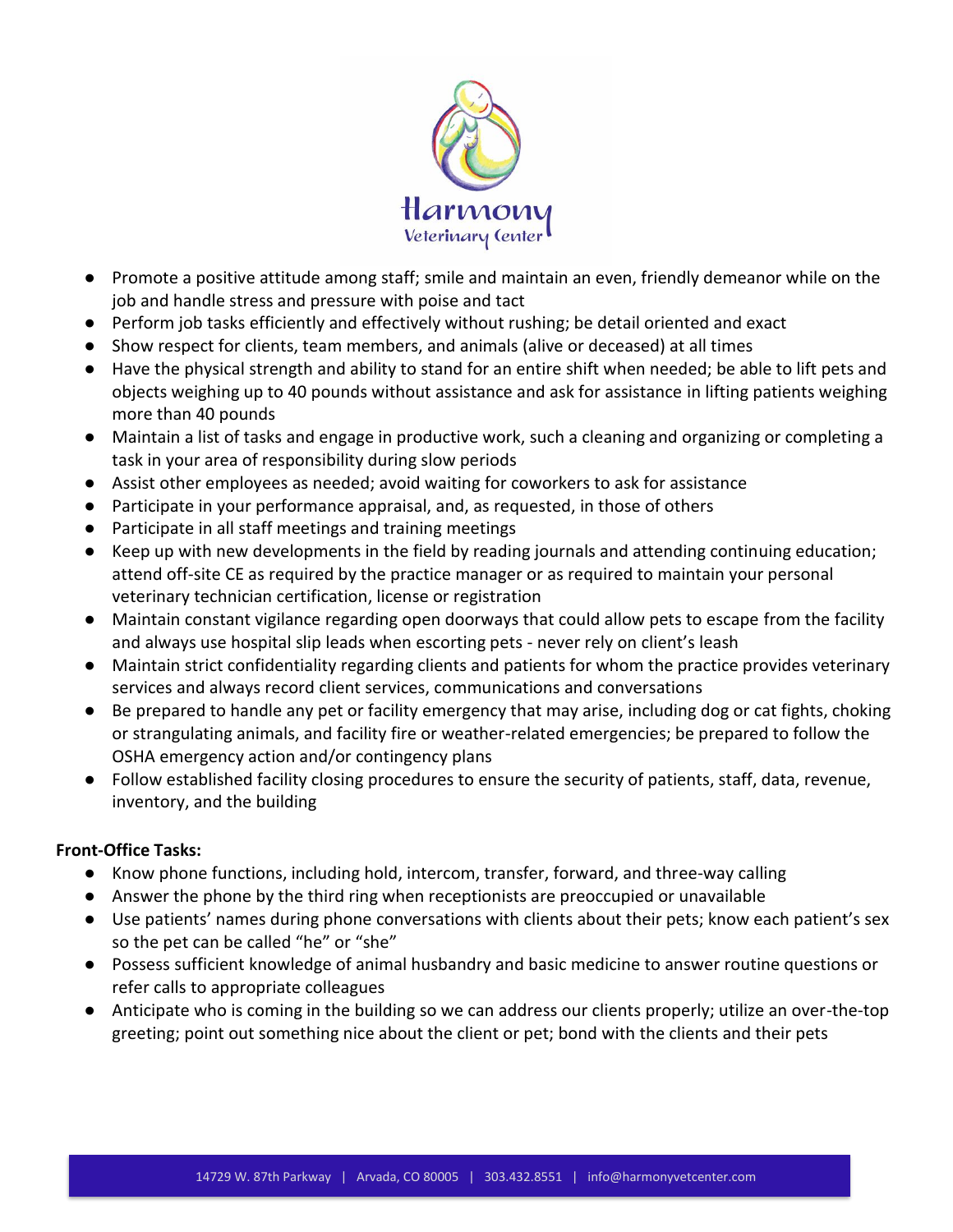- Promote a positive attitude among staff; smile and maintain an even, friendly demeanor while on the job and handle stress and pressure with poise and tact
- Perform job tasks efficiently and effectively without rushing; be detail oriented and exact
- Show respect for clients, team members, and animals (alive or deceased) at all times
- Have the physical strength and ability to stand for an entire shift when needed; be able to lift pets and objects weighing up to 40 pounds without assistance and ask for assistance in lifting patients weighing more than 40 pounds
- Maintain a list of tasks and engage in productive work, such a cleaning and organizing or completing a task in your area of responsibility during slow periods
- Assist other employees as needed; avoid waiting for coworkers to ask for assistance
- Participate in your performance appraisal, and, as requested, in those of others
- Participate in all staff meetings and training meetings
- Keep up with new developments in the field by reading journals and attending continuing education; attend off-site CE as required by the practice manager or as required to maintain your personal veterinary technician certification, license or registration
- Maintain constant vigilance regarding open doorways that could allow pets to escape from the facility and always use hospital slip leads when escorting pets - never rely on client's leash
- Maintain strict confidentiality regarding clients and patients for whom the practice provides veterinary services and always record client services, communications and conversations
- Be prepared to handle any pet or facility emergency that may arise, including dog or cat fights, choking or strangulating animals, and facility fire or weather-related emergencies; be prepared to follow the OSHA emergency action and/or contingency plans
- Follow established facility closing procedures to ensure the security of patients, staff, data, revenue, inventory, and the building

**Front-Office Tasks:**

- Know phone functions, including hold, intercom, transfer, forward, and three-way calling
- Answer the phone by the third ring when receptionists are preoccupied or unavailable
- Use patients' names during phone conversations with clients about their pets; know each patient's sex so the pet can be called "he" or "she"
- Possess sufficient knowledge of animal husbandry and basic medicine to answer routine questions or refer calls to appropriate colleagues
- Anticipate who is coming in the building so we can address our clients properly; utilize an over-the-top greeting; point out something nice about the client or pet; bond with the clients and their pets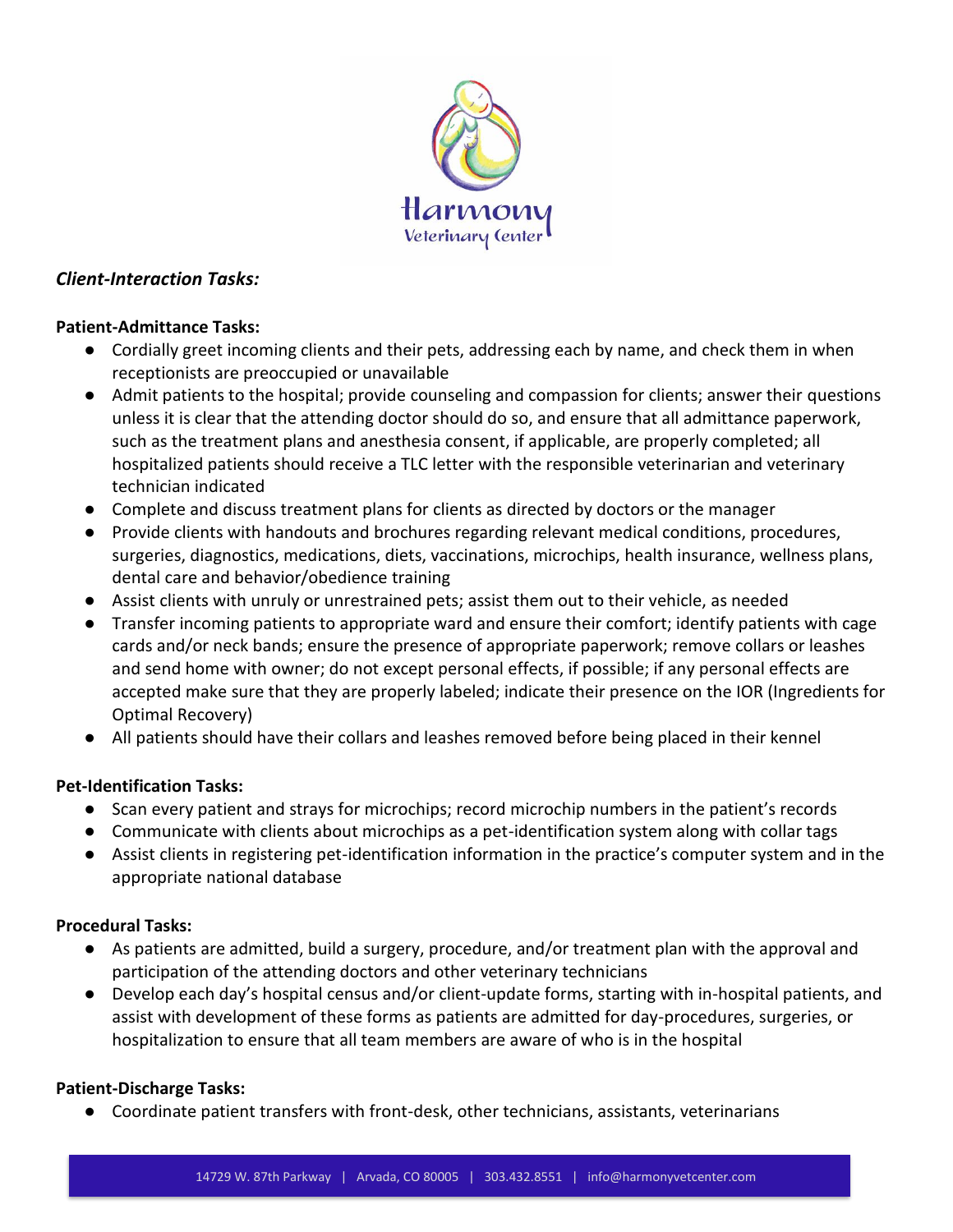*Client-Interaction Tasks:*

**Patient-Admittance Tasks:**

- Cordially greet incoming clients and their pets, addressing each by name, and check them in when receptionists are preoccupied or unavailable
- Admit patients to the hospital; provide counseling and compassion for clients; answer their questions unless it is clear that the attending doctor should do so, and ensure that all admittance paperwork, such as the treatment plans and anesthesia consent, if applicable, are properly completed; all hospitalized patients should receive a TLC letter with the responsible veterinarian and veterinary technician indicated
- Complete and discuss treatment plans for clients as directed by doctors or the manager
- Provide clients with handouts and brochures regarding relevant medical conditions, procedures, surgeries, diagnostics, medications, diets, vaccinations, microchips, health insurance, wellness plans, dental care and behavior/obedience training
- Assist clients with unruly or unrestrained pets; assist them out to their vehicle, as needed
- Transfer incoming patients to appropriate ward and ensure their comfort; identify patients with cage cards and/or neck bands; ensure the presence of appropriate paperwork; remove collars or leashes and send home with owner; do not except personal effects, if possible; if any personal effects are accepted make sure that they are properly labeled; indicate their presence on the IOR (Ingredients for Optimal Recovery)
- All patients should have their collars and leashes removed before being placed in their kennel

**Pet-Identification Tasks:**

- Scan every patient and strays for microchips; record microchip numbers in the patient's records
- Communicate with clients about microchips as a pet-identification system along with collar tags
- Assist clients in registering pet-identification information in the practice's computer system and in the appropriate national database

**Procedural Tasks:**

- As patients are admitted, build a surgery, procedure, and/or treatment plan with the approval and participation of the attending doctors and other veterinary technicians
- Develop each day's hospital census and/or client-update forms, starting with in-hospital patients, and assist with development of these forms as patients are admitted for day-procedures, surgeries, or hospitalization to ensure that all team members are aware of who is in the hospital

**Patient-Discharge Tasks:**

- Coordinate patient transfers with front-desk, other technicians, assistants, veterinarians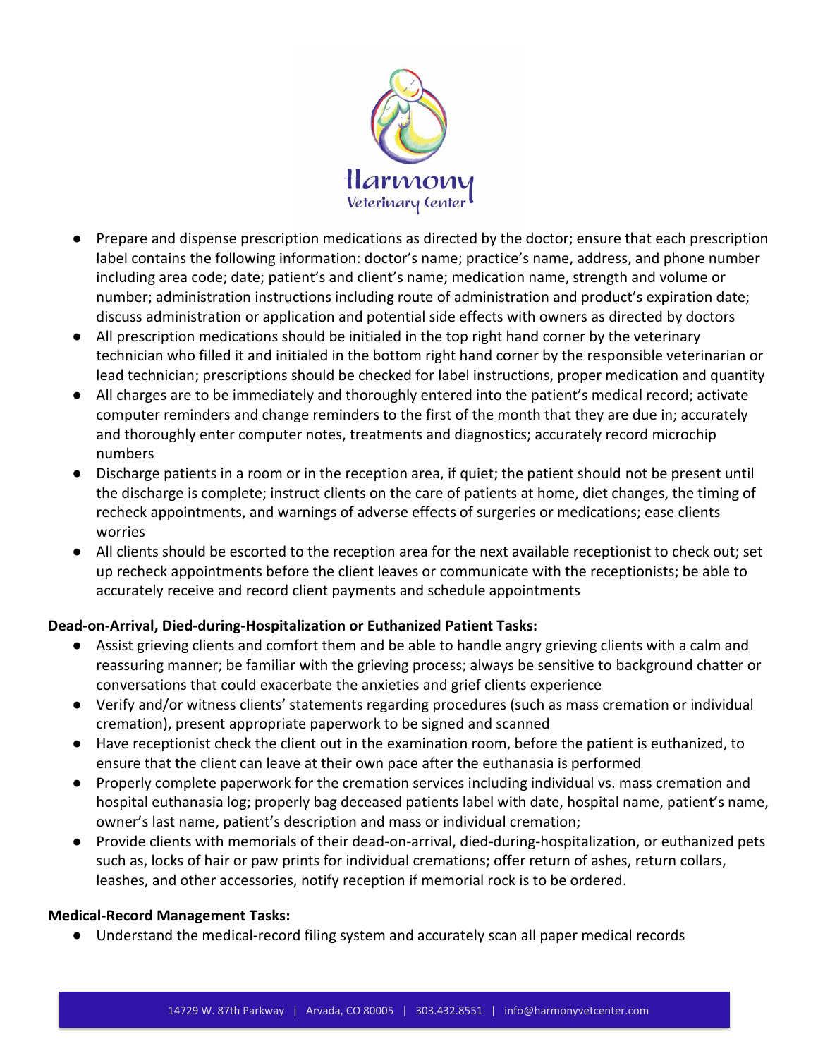- Prepare and dispense prescription medications as directed by the doctor; ensure that each prescription label contains the following information: doctor's name; practice's name, address, and phone number including area code; date; patient's and client's name; medication name, strength and volume or number; administration instructions including route of administration and product's expiration date; discuss administration or application and potential side effects with owners as directed by doctors
- All prescription medications should be initialed in the top right hand corner by the veterinary technician who filled it and initialed in the bottom right hand corner by the responsible veterinarian or lead technician; prescriptions should be checked for label instructions, proper medication and quantity
- All charges are to be immediately and thoroughly entered into the patient's medical record; activate computer reminders and change reminders to the first of the month that they are due in; accurately and thoroughly enter computer notes, treatments and diagnostics; accurately record microchip numbers
- Discharge patients in a room or in the reception area, if quiet; the patient should not be present until the discharge is complete; instruct clients on the care of patients at home, diet changes, the timing of recheck appointments, and warnings of adverse effects of surgeries or medications; ease clients worries
- All clients should be escorted to the reception area for the next available receptionist to check out; set up recheck appointments before the client leaves or communicate with the receptionists; be able to accurately receive and record client payments and schedule appointments

**Dead-on-Arrival, Died-during-Hospitalization or Euthanized Patient Tasks:**

- Assist grieving clients and comfort them and be able to handle angry grieving clients with a calm and reassuring manner; be familiar with the grieving process; always be sensitive to background chatter or conversations that could exacerbate the anxieties and grief clients experience
- Verify and/or witness clients' statements regarding procedures (such as mass cremation or individual cremation), present appropriate paperwork to be signed and scanned
- Have receptionist check the client out in the examination room, before the patient is euthanized, to ensure that the client can leave at their own pace after the euthanasia is performed
- Properly complete paperwork for the cremation services including individual vs. mass cremation and hospital euthanasia log; properly bag deceased patients label with date, hospital name, patient's name, owner's last name, patient's description and mass or individual cremation;
- Provide clients with memorials of their dead-on-arrival, died-during-hospitalization, or euthanized pets such as, locks of hair or paw prints for individual cremations; offer return of ashes, return collars, leashes, and other accessories, notify reception if memorial rock is to be ordered.

**Medical-Record Management Tasks:**

- Understand the medical-record filing system and accurately scan all paper medical records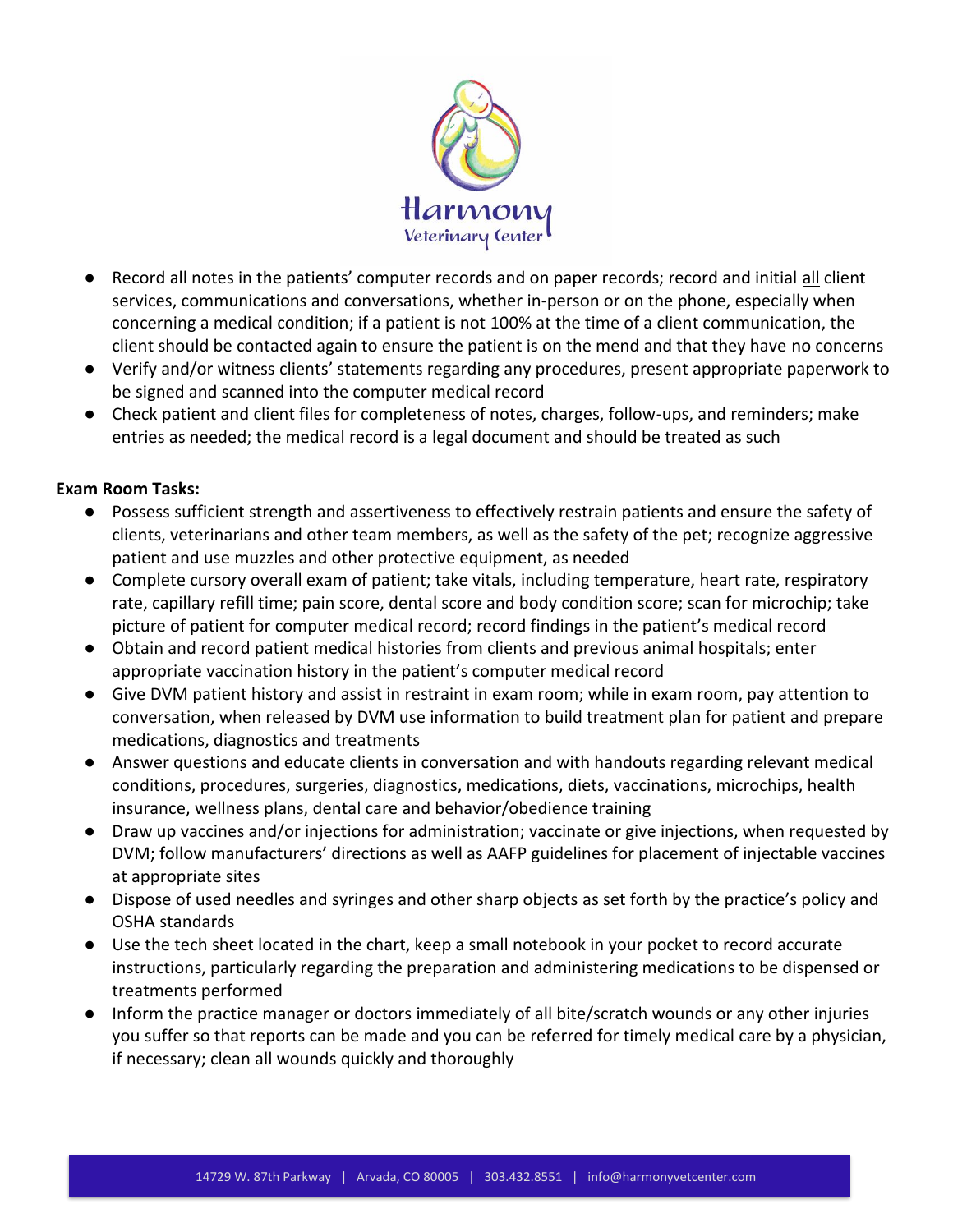- Record all notes in the patients' computer records and on paper records; record and initial all client services, communications and conversations, whether in-person or on the phone, especially when concerning a medical condition; if a patient is not 100% at the time of a client communication, the client should be contacted again to ensure the patient is on the mend and that they have no concerns
- Verify and/or witness clients' statements regarding any procedures, present appropriate paperwork to be signed and scanned into the computer medical record
- Check patient and client files for completeness of notes, charges, follow-ups, and reminders; make entries as needed; the medical record is a legal document and should be treated as such

**Exam Room Tasks:**

- Possess sufficient strength and assertiveness to effectively restrain patients and ensure the safety of clients, veterinarians and other team members, as well as the safety of the pet; recognize aggressive patient and use muzzles and other protective equipment, as needed
- Complete cursory overall exam of patient; take vitals, including temperature, heart rate, respiratory rate, capillary refill time; pain score, dental score and body condition score; scan for microchip; take picture of patient for computer medical record; record findings in the patient's medical record
- Obtain and record patient medical histories from clients and previous animal hospitals; enter appropriate vaccination history in the patient's computer medical record
- Give DVM patient history and assist in restraint in exam room; while in exam room, pay attention to conversation, when released by DVM use information to build treatment plan for patient and prepare medications, diagnostics and treatments
- Answer questions and educate clients in conversation and with handouts regarding relevant medical conditions, procedures, surgeries, diagnostics, medications, diets, vaccinations, microchips, health insurance, wellness plans, dental care and behavior/obedience training
- Draw up vaccines and/or injections for administration; vaccinate or give injections, when requested by DVM; follow manufacturers' directions as well as AAFP guidelines for placement of injectable vaccines at appropriate sites
- Dispose of used needles and syringes and other sharp objects as set forth by the practice's policy and OSHA standards
- Use the tech sheet located in the chart, keep a small notebook in your pocket to record accurate instructions, particularly regarding the preparation and administering medications to be dispensed or treatments performed
- Inform the practice manager or doctors immediately of all bite/scratch wounds or any other injuries you suffer so that reports can be made and you can be referred for timely medical care by a physician, if necessary; clean all wounds quickly and thoroughly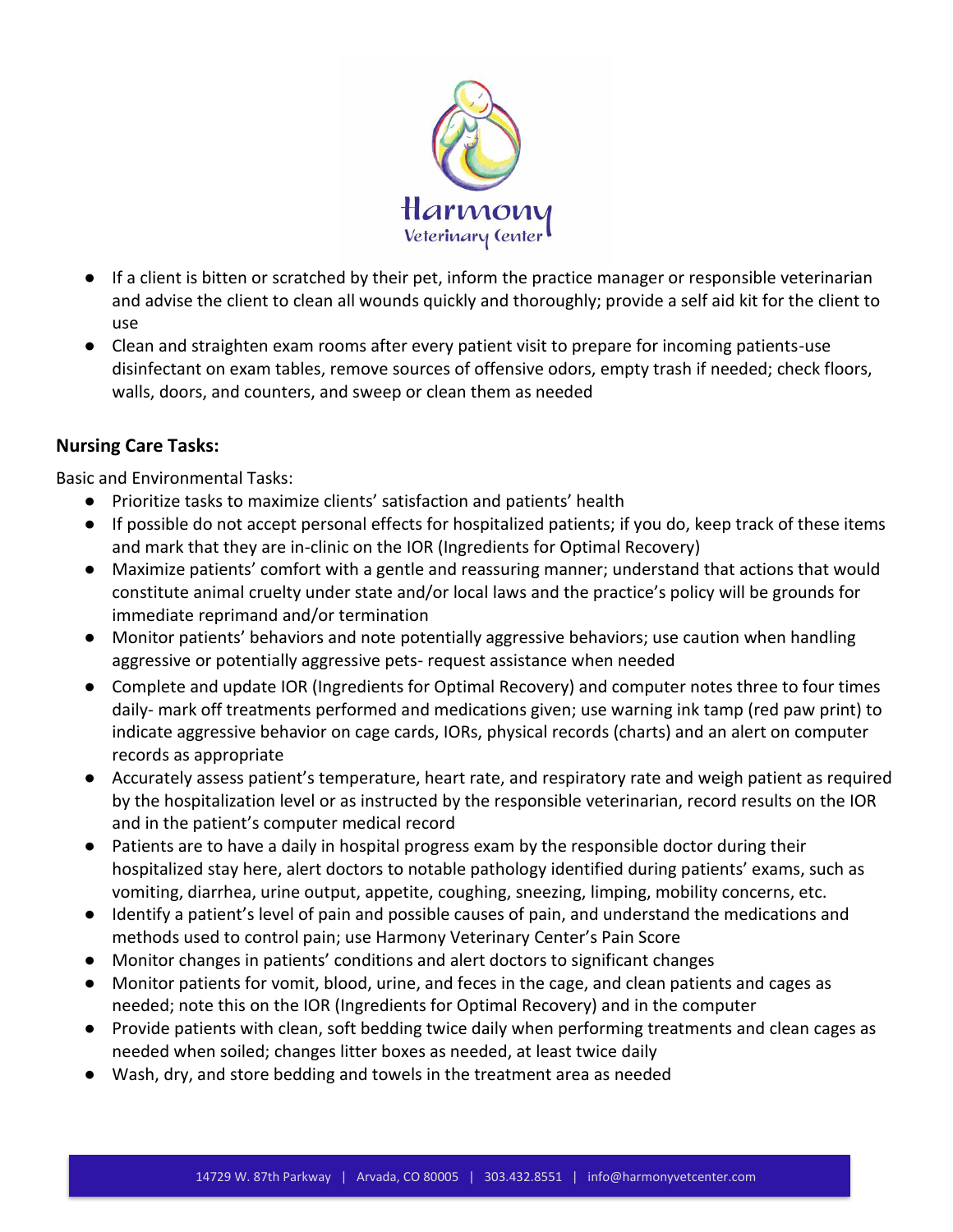- If a client is bitten or scratched by their pet, inform the practice manager or responsible veterinarian and advise the client to clean all wounds quickly and thoroughly; provide a self aid kit for the client to use
- Clean and straighten exam rooms after every patient visit to prepare for incoming patients-use disinfectant on exam tables, remove sources of offensive odors, empty trash if needed; check floors, walls, doors, and counters, and sweep or clean them as needed

**Nursing Care Tasks:**

Basic and Environmental Tasks:

- Prioritize tasks to maximize clients' satisfaction and patients' health
- If possible do not accept personal effects for hospitalized patients; if you do, keep track of these items and mark that they are in-clinic on the IOR (Ingredients for Optimal Recovery)
- Maximize patients' comfort with a gentle and reassuring manner; understand that actions that would constitute animal cruelty under state and/or local laws and the practice's policy will be grounds for immediate reprimand and/or termination
- Monitor patients' behaviors and note potentially aggressive behaviors; use caution when handling aggressive or potentially aggressive pets- request assistance when needed
- Complete and update IOR (Ingredients for Optimal Recovery) and computer notes three to four times daily- mark off treatments performed and medications given; use warning ink tamp (red paw print) to indicate aggressive behavior on cage cards, IORs, physical records (charts) and an alert on computer records as appropriate
- Accurately assess patient's temperature, heart rate, and respiratory rate and weigh patient as required by the hospitalization level or as instructed by the responsible veterinarian, record results on the IOR and in the patient's computer medical record
- Patients are to have a daily in hospital progress exam by the responsible doctor during their hospitalized stay here, alert doctors to notable pathology identified during patients' exams, such as vomiting, diarrhea, urine output, appetite, coughing, sneezing, limping, mobility concerns, etc.
- Identify a patient's level of pain and possible causes of pain, and understand the medications and methods used to control pain; use Harmony Veterinary Center's Pain Score
- Monitor changes in patients' conditions and alert doctors to significant changes
- Monitor patients for vomit, blood, urine, and feces in the cage, and clean patients and cages as needed; note this on the IOR (Ingredients for Optimal Recovery) and in the computer
- Provide patients with clean, soft bedding twice daily when performing treatments and clean cages as needed when soiled; changes litter boxes as needed, at least twice daily
- Wash, dry, and store bedding and towels in the treatment area as needed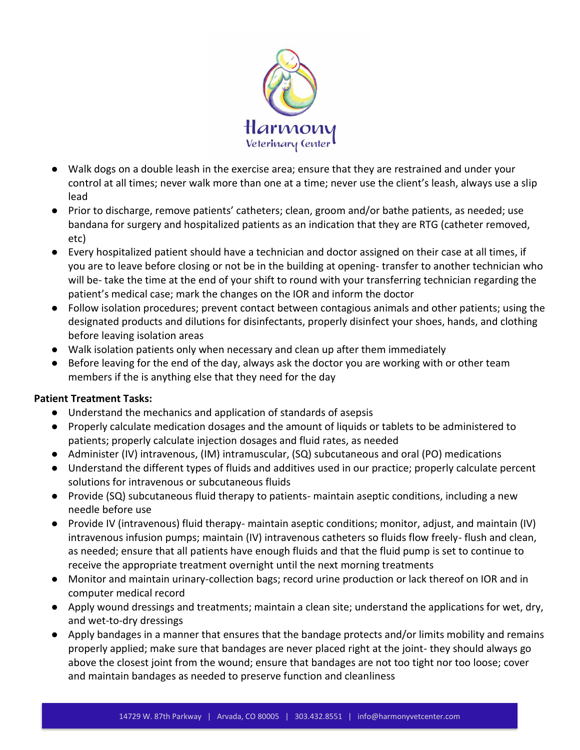- Walk dogs on a double leash in the exercise area; ensure that they are restrained and under your control at all times; never walk more than one at a time; never use the client's leash, always use a slip lead
- Prior to discharge, remove patients' catheters; clean, groom and/or bathe patients, as needed; use bandana for surgery and hospitalized patients as an indication that they are RTG (catheter removed, etc)
- Every hospitalized patient should have a technician and doctor assigned on their case at all times, if you are to leave before closing or not be in the building at opening- transfer to another technician who will be- take the time at the end of your shift to round with your transferring technician regarding the patient's medical case; mark the changes on the IOR and inform the doctor
- Follow isolation procedures; prevent contact between contagious animals and other patients; using the designated products and dilutions for disinfectants, properly disinfect your shoes, hands, and clothing before leaving isolation areas
- Walk isolation patients only when necessary and clean up after them immediately
- Before leaving for the end of the day, always ask the doctor you are working with or other team members if the is anything else that they need for the day

**Patient Treatment Tasks:**

- Understand the mechanics and application of standards of asepsis
- Properly calculate medication dosages and the amount of liquids or tablets to be administered to patients; properly calculate injection dosages and fluid rates, as needed
- Administer (IV) intravenous, (IM) intramuscular, (SQ) subcutaneous and oral (PO) medications
- Understand the different types of fluids and additives used in our practice; properly calculate percent solutions for intravenous or subcutaneous fluids
- Provide (SQ) subcutaneous fluid therapy to patients- maintain aseptic conditions, including a new needle before use
- Provide IV (intravenous) fluid therapy- maintain aseptic conditions; monitor, adjust, and maintain (IV) intravenous infusion pumps; maintain (IV) intravenous catheters so fluids flow freely- flush and clean, as needed; ensure that all patients have enough fluids and that the fluid pump is set to continue to receive the appropriate treatment overnight until the next morning treatments
- Monitor and maintain urinary-collection bags; record urine production or lack thereof on IOR and in computer medical record
- Apply wound dressings and treatments; maintain a clean site; understand the applications for wet, dry, and wet-to-dry dressings
- Apply bandages in a manner that ensures that the bandage protects and/or limits mobility and remains properly applied; make sure that bandages are never placed right at the joint- they should always go above the closest joint from the wound; ensure that bandages are not too tight nor too loose; cover and maintain bandages as needed to preserve function and cleanliness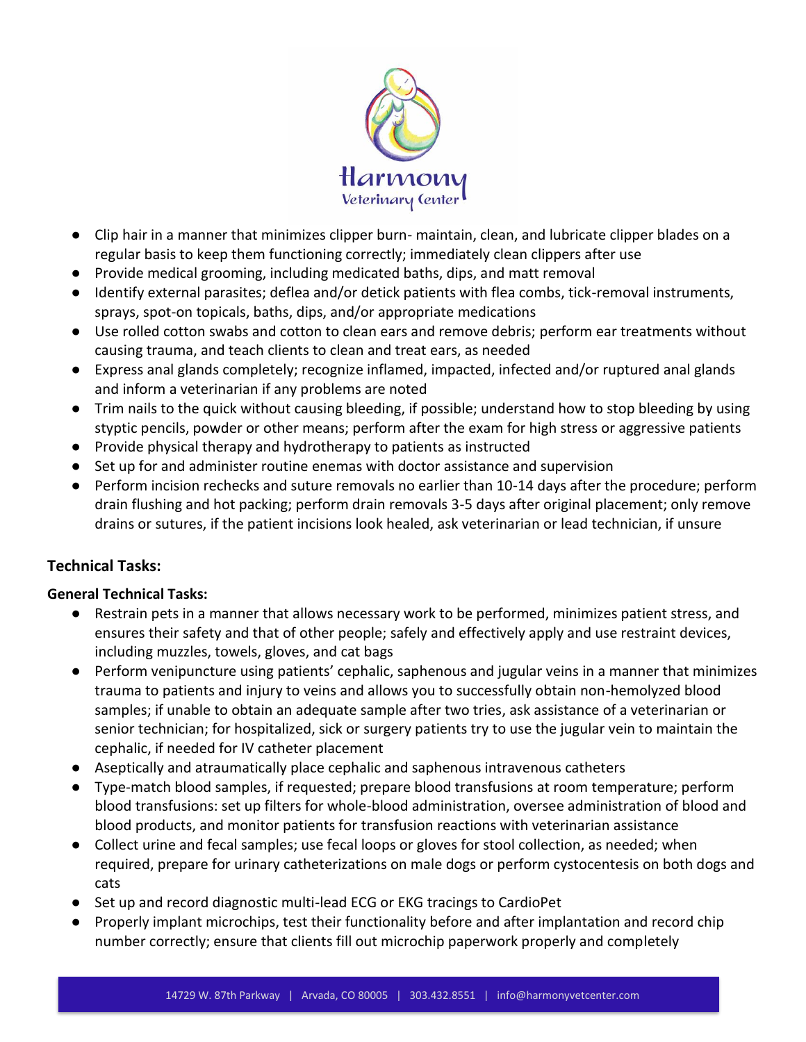- Clip hair in a manner that minimizes clipper burn- maintain, clean, and lubricate clipper blades on a regular basis to keep them functioning correctly; immediately clean clippers after use
- Provide medical grooming, including medicated baths, dips, and matt removal
- Identify external parasites; deflea and/or detick patients with flea combs, tick-removal instruments, sprays, spot-on topicals, baths, dips, and/or appropriate medications
- Use rolled cotton swabs and cotton to clean ears and remove debris; perform ear treatments without causing trauma, and teach clients to clean and treat ears, as needed
- Express anal glands completely; recognize inflamed, impacted, infected and/or ruptured anal glands and inform a veterinarian if any problems are noted
- Trim nails to the quick without causing bleeding, if possible; understand how to stop bleeding by using styptic pencils, powder or other means; perform after the exam for high stress or aggressive patients
- Provide physical therapy and hydrotherapy to patients as instructed
- Set up for and administer routine enemas with doctor assistance and supervision
- Perform incision rechecks and suture removals no earlier than 10-14 days after the procedure; perform drain flushing and hot packing; perform drain removals 3-5 days after original placement; only remove drains or sutures, if the patient incisions look healed, ask veterinarian or lead technician, if unsure

### Technical Tasks:

**General Technical Tasks:**

- Restrain pets in a manner that allows necessary work to be performed, minimizes patient stress, and ensures their safety and that of other people; safely and effectively apply and use restraint devices, including muzzles, towels, gloves, and cat bags
- Perform venipuncture using patients' cephalic, saphenous and jugular veins in a manner that minimizes trauma to patients and injury to veins and allows you to successfully obtain non-hemolyzed blood samples; if unable to obtain an adequate sample after two tries, ask assistance of a veterinarian or senior technician; for hospitalized, sick or surgery patients try to use the jugular vein to maintain the cephalic, if needed for IV catheter placement
- Aseptically and atraumatically place cephalic and saphenous intravenous catheters
- Type-match blood samples, if requested; prepare blood transfusions at room temperature; perform blood transfusions: set up filters for whole-blood administration, oversee administration of blood and blood products, and monitor patients for transfusion reactions with veterinarian assistance
- Collect urine and fecal samples; use fecal loops or gloves for stool collection, as needed; when required, prepare for urinary catheterizations on male dogs or perform cystocentesis on both dogs and cats
- Set up and record diagnostic multi-lead ECG or EKG tracings to CardioPet
- Properly implant microchips, test their functionality before and after implantation and record chip number correctly; ensure that clients fill out microchip paperwork properly and completely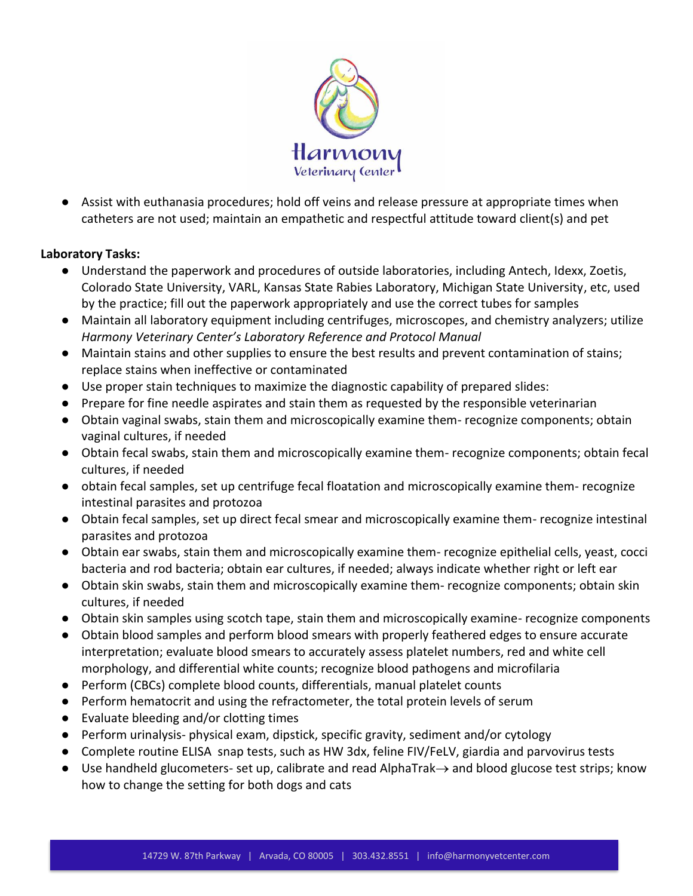- Assist with euthanasia procedures; hold off veins and release pressure at appropriate times when catheters are not used; maintain an empathetic and respectful attitude toward client(s) and pet

**Laboratory Tasks:**

- Understand the paperwork and procedures of outside laboratories, including Antech, Idexx, Zoetis, Colorado State University, VARL, Kansas State Rabies Laboratory, Michigan State University, etc, used by the practice; fill out the paperwork appropriately and use the correct tubes for samples
- Maintain all laboratory equipment including centrifuges, microscopes, and chemistry analyzers; utilize *Harmony Veterinary Center's Laboratory Reference and Protocol Manual*
- Maintain stains and other supplies to ensure the best results and prevent contamination of stains; replace stains when ineffective or contaminated
- Use proper stain techniques to maximize the diagnostic capability of prepared slides:
- Prepare for fine needle aspirates and stain them as requested by the responsible veterinarian
- Obtain vaginal swabs, stain them and microscopically examine them- recognize components; obtain vaginal cultures, if needed
- Obtain fecal swabs, stain them and microscopically examine them- recognize components; obtain fecal cultures, if needed
- obtain fecal samples, set up centrifuge fecal floatation and microscopically examine them- recognize intestinal parasites and protozoa
- Obtain fecal samples, set up direct fecal smear and microscopically examine them- recognize intestinal parasites and protozoa
- Obtain ear swabs, stain them and microscopically examine them- recognize epithelial cells, yeast, cocci bacteria and rod bacteria; obtain ear cultures, if needed; always indicate whether right or left ear
- Obtain skin swabs, stain them and microscopically examine them- recognize components; obtain skin cultures, if needed
- Obtain skin samples using scotch tape, stain them and microscopically examine- recognize components
- Obtain blood samples and perform blood smears with properly feathered edges to ensure accurate interpretation; evaluate blood smears to accurately assess platelet numbers, red and white cell morphology, and differential white counts; recognize blood pathogens and microfilaria
- Perform (CBCs) complete blood counts, differentials, manual platelet counts
- Perform hematocrit and using the refractometer, the total protein levels of serum
- Evaluate bleeding and/or clotting times
- Perform urinalysis- physical exam, dipstick, specific gravity, sediment and/or cytology
- Complete routine ELISA snap tests, such as HW 3dx, feline FIV/FeLV, giardia and parvovirus tests
- Use handheld glucometers- set up, calibrate and read AlphaTrak→ and blood glucose test strips; know how to change the setting for both dogs and cats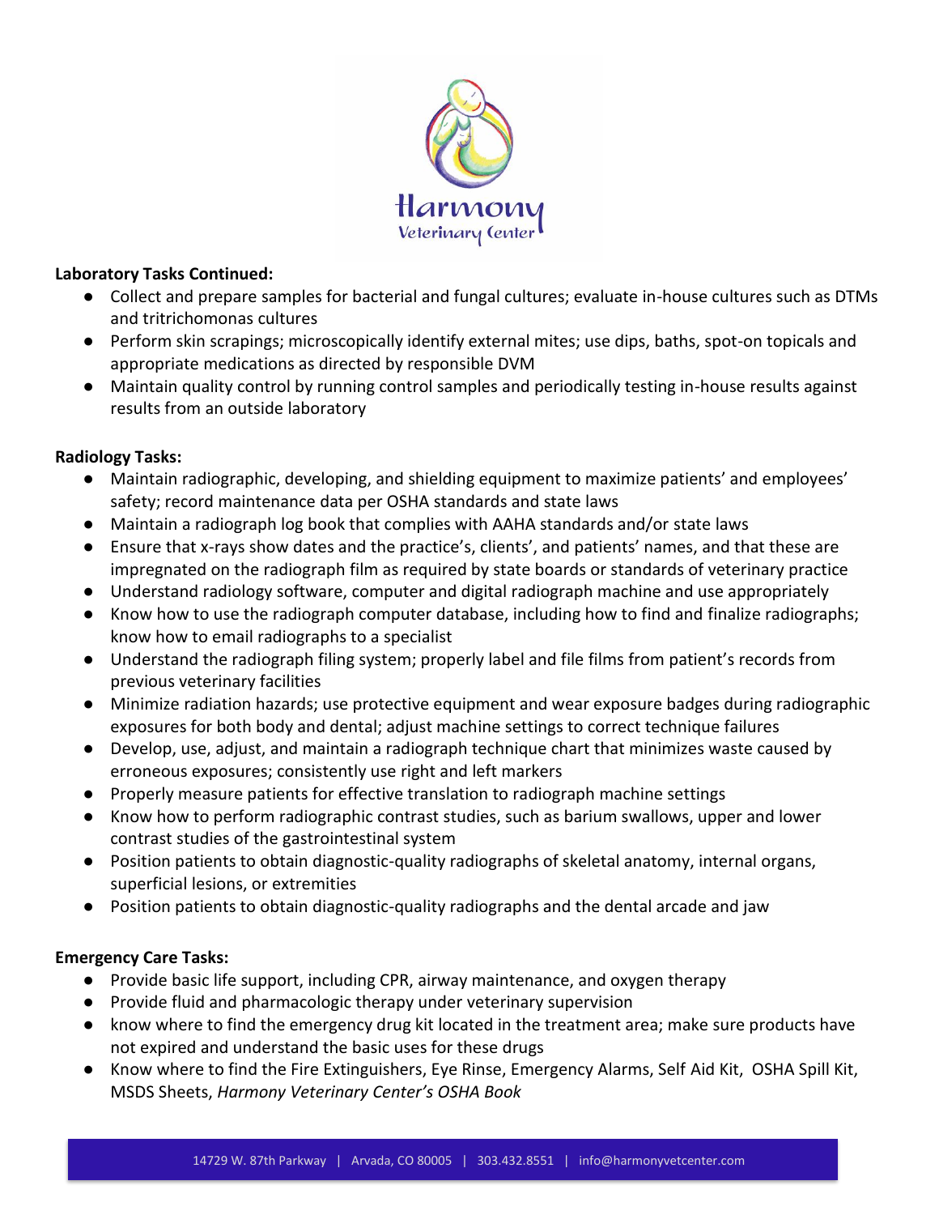**Laboratory Tasks Continued:**

- Collect and prepare samples for bacterial and fungal cultures; evaluate in-house cultures such as DTMs and tritrichomonas cultures
- Perform skin scrapings; microscopically identify external mites; use dips, baths, spot-on topicals and appropriate medications as directed by responsible DVM
- Maintain quality control by running control samples and periodically testing in-house results against results from an outside laboratory

**Radiology Tasks:**

- Maintain radiographic, developing, and shielding equipment to maximize patients' and employees' safety; record maintenance data per OSHA standards and state laws
- Maintain a radiograph log book that complies with AAHA standards and/or state laws
- Ensure that x-rays show dates and the practice's, clients', and patients' names, and that these are impregnated on the radiograph film as required by state boards or standards of veterinary practice
- Understand radiology software, computer and digital radiograph machine and use appropriately
- Know how to use the radiograph computer database, including how to find and finalize radiographs; know how to email radiographs to a specialist
- Understand the radiograph filing system; properly label and file films from patient's records from previous veterinary facilities
- Minimize radiation hazards; use protective equipment and wear exposure badges during radiographic exposures for both body and dental; adjust machine settings to correct technique failures
- Develop, use, adjust, and maintain a radiograph technique chart that minimizes waste caused by erroneous exposures; consistently use right and left markers
- Properly measure patients for effective translation to radiograph machine settings
- Know how to perform radiographic contrast studies, such as barium swallows, upper and lower contrast studies of the gastrointestinal system
- Position patients to obtain diagnostic-quality radiographs of skeletal anatomy, internal organs, superficial lesions, or extremities
- Position patients to obtain diagnostic-quality radiographs and the dental arcade and jaw

**Emergency Care Tasks:**

- Provide basic life support, including CPR, airway maintenance, and oxygen therapy
- Provide fluid and pharmacologic therapy under veterinary supervision
- know where to find the emergency drug kit located in the treatment area; make sure products have not expired and understand the basic uses for these drugs
- Know where to find the Fire Extinguishers, Eye Rinse, Emergency Alarms, Self Aid Kit, OSHA Spill Kit, MSDS Sheets, *Harmony Veterinary Center's OSHA Book*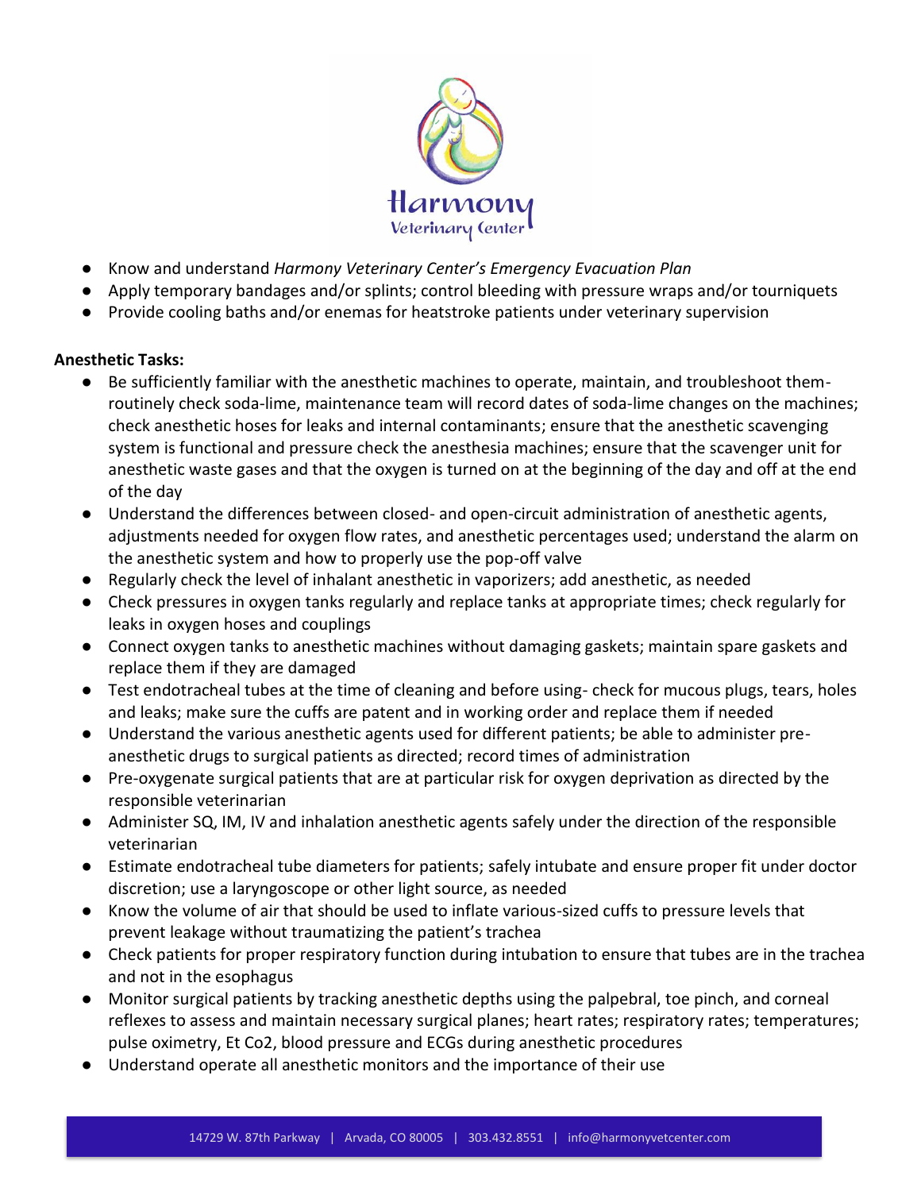- Know and understand *Harmony Veterinary Center's Emergency Evacuation Plan*
- Apply temporary bandages and/or splints; control bleeding with pressure wraps and/or tourniquets
- Provide cooling baths and/or enemas for heatstroke patients under veterinary supervision

**Anesthetic Tasks:**

- Be sufficiently familiar with the anesthetic machines to operate, maintain, and troubleshoot them- routinely check soda-lime, maintenance team will record dates of soda-lime changes on the machines; check anesthetic hoses for leaks and internal contaminants; ensure that the anesthetic scavenging system is functional and pressure check the anesthesia machines; ensure that the scavenger unit for anesthetic waste gases and that the oxygen is turned on at the beginning of the day and off at the end of the day
- Understand the differences between closed- and open-circuit administration of anesthetic agents, adjustments needed for oxygen flow rates, and anesthetic percentages used; understand the alarm on the anesthetic system and how to properly use the pop-off valve
- Regularly check the level of inhalant anesthetic in vaporizers; add anesthetic, as needed
- Check pressures in oxygen tanks regularly and replace tanks at appropriate times; check regularly for leaks in oxygen hoses and couplings
- Connect oxygen tanks to anesthetic machines without damaging gaskets; maintain spare gaskets and replace them if they are damaged
- Test endotracheal tubes at the time of cleaning and before using- check for mucous plugs, tears, holes and leaks; make sure the cuffs are patent and in working order and replace them if needed
- Understand the various anesthetic agents used for different patients; be able to administer pre-anesthetic drugs to surgical patients as directed; record times of administration
- Pre-oxygenate surgical patients that are at particular risk for oxygen deprivation as directed by the responsible veterinarian
- Administer SQ, IM, IV and inhalation anesthetic agents safely under the direction of the responsible veterinarian
- Estimate endotracheal tube diameters for patients; safely intubate and ensure proper fit under doctor discretion; use a laryngoscope or other light source, as needed
- Know the volume of air that should be used to inflate various-sized cuffs to pressure levels that prevent leakage without traumatizing the patient's trachea
- Check patients for proper respiratory function during intubation to ensure that tubes are in the trachea and not in the esophagus
- Monitor surgical patients by tracking anesthetic depths using the palpebral, toe pinch, and corneal reflexes to assess and maintain necessary surgical planes; heart rates; respiratory rates; temperatures; pulse oximetry, Et Co2, blood pressure and ECGs during anesthetic procedures
- Understand operate all anesthetic monitors and the importance of their use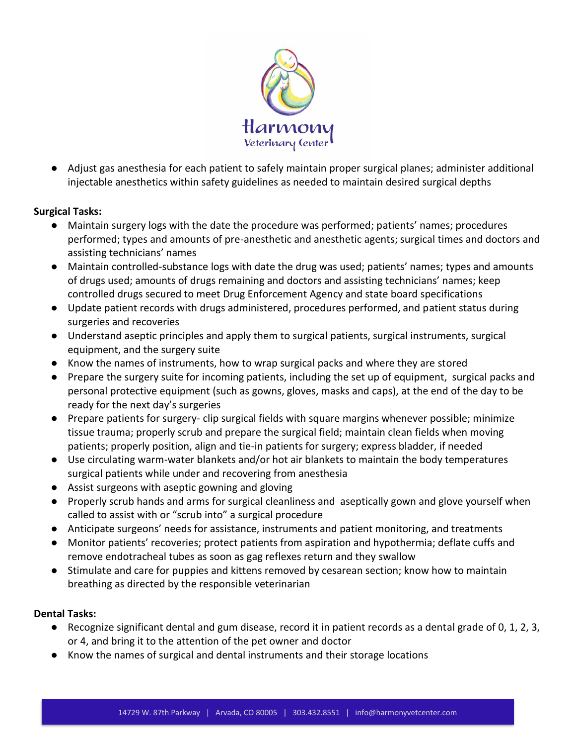- Adjust gas anesthesia for each patient to safely maintain proper surgical planes; administer additional injectable anesthetics within safety guidelines as needed to maintain desired surgical depths

**Surgical Tasks:**

- Maintain surgery logs with the date the procedure was performed; patients' names; procedures performed; types and amounts of pre-anesthetic and anesthetic agents; surgical times and doctors and assisting technicians' names
- Maintain controlled-substance logs with date the drug was used; patients' names; types and amounts of drugs used; amounts of drugs remaining and doctors and assisting technicians' names; keep controlled drugs secured to meet Drug Enforcement Agency and state board specifications
- Update patient records with drugs administered, procedures performed, and patient status during surgeries and recoveries
- Understand aseptic principles and apply them to surgical patients, surgical instruments, surgical equipment, and the surgery suite
- Know the names of instruments, how to wrap surgical packs and where they are stored
- Prepare the surgery suite for incoming patients, including the set up of equipment, surgical packs and personal protective equipment (such as gowns, gloves, masks and caps), at the end of the day to be ready for the next day's surgeries
- Prepare patients for surgery- clip surgical fields with square margins whenever possible; minimize tissue trauma; properly scrub and prepare the surgical field; maintain clean fields when moving patients; properly position, align and tie-in patients for surgery; express bladder, if needed
- Use circulating warm-water blankets and/or hot air blankets to maintain the body temperatures surgical patients while under and recovering from anesthesia
- Assist surgeons with aseptic gowning and gloving
- Properly scrub hands and arms for surgical cleanliness and aseptically gown and glove yourself when called to assist with or "scrub into" a surgical procedure
- Anticipate surgeons' needs for assistance, instruments and patient monitoring, and treatments
- Monitor patients' recoveries; protect patients from aspiration and hypothermia; deflate cuffs and remove endotracheal tubes as soon as gag reflexes return and they swallow
- Stimulate and care for puppies and kittens removed by cesarean section; know how to maintain breathing as directed by the responsible veterinarian

**Dental Tasks:**

- Recognize significant dental and gum disease, record it in patient records as a dental grade of 0, 1, 2, 3, or 4, and bring it to the attention of the pet owner and doctor
- Know the names of surgical and dental instruments and their storage locations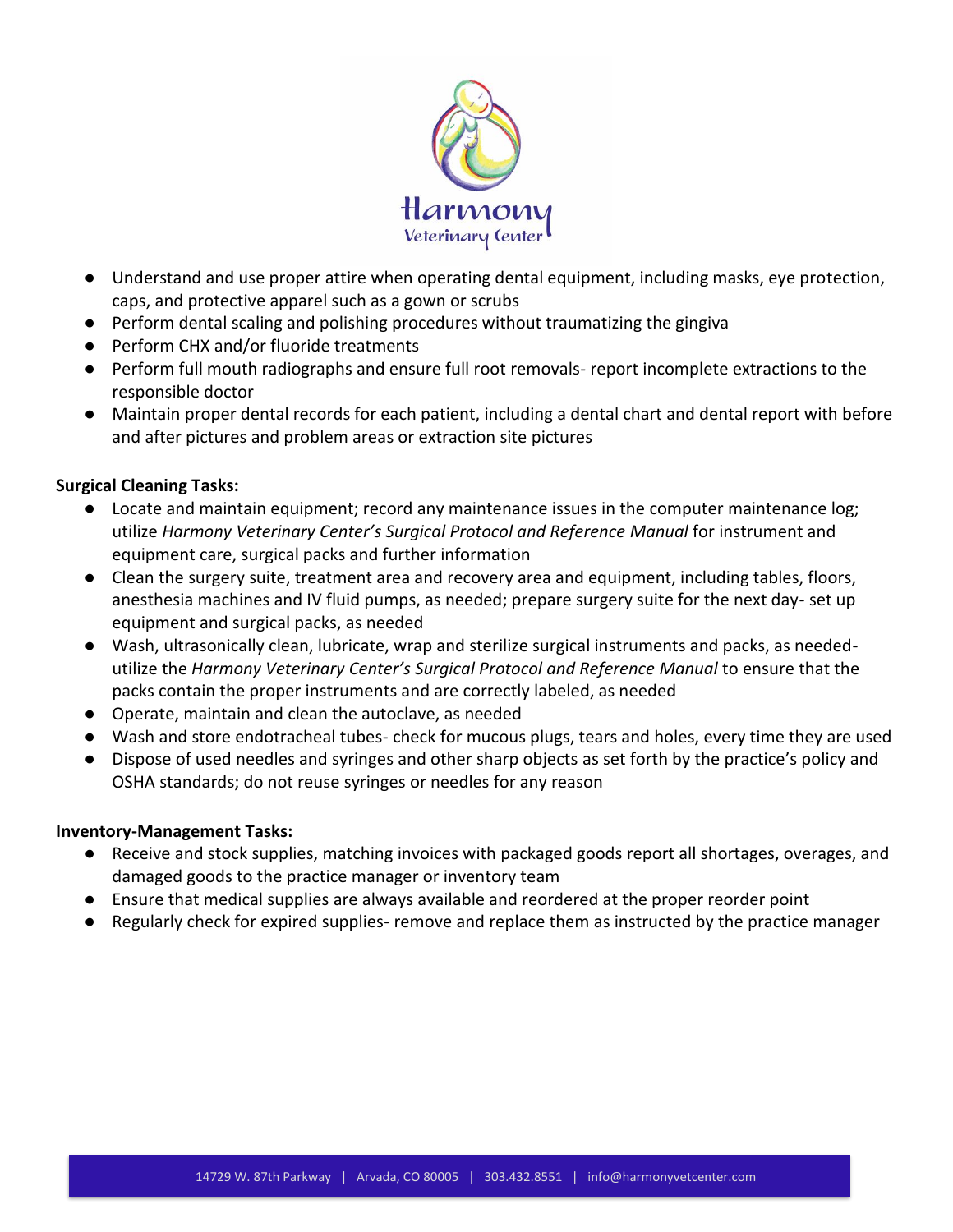- Understand and use proper attire when operating dental equipment, including masks, eye protection, caps, and protective apparel such as a gown or scrubs
- Perform dental scaling and polishing procedures without traumatizing the gingiva
- Perform CHX and/or fluoride treatments
- Perform full mouth radiographs and ensure full root removals- report incomplete extractions to the responsible doctor
- Maintain proper dental records for each patient, including a dental chart and dental report with before and after pictures and problem areas or extraction site pictures

**Surgical Cleaning Tasks:**

- Locate and maintain equipment; record any maintenance issues in the computer maintenance log; utilize *Harmony Veterinary Center's Surgical Protocol and Reference Manual* for instrument and equipment care, surgical packs and further information
- Clean the surgery suite, treatment area and recovery area and equipment, including tables, floors, anesthesia machines and IV fluid pumps, as needed; prepare surgery suite for the next day- set up equipment and surgical packs, as needed
- Wash, ultrasonically clean, lubricate, wrap and sterilize surgical instruments and packs, as needed- utilize the *Harmony Veterinary Center's Surgical Protocol and Reference Manual* to ensure that the packs contain the proper instruments and are correctly labeled, as needed
- Operate, maintain and clean the autoclave, as needed
- Wash and store endotracheal tubes- check for mucous plugs, tears and holes, every time they are used
- Dispose of used needles and syringes and other sharp objects as set forth by the practice's policy and OSHA standards; do not reuse syringes or needles for any reason

**Inventory-Management Tasks:**

- Receive and stock supplies, matching invoices with packaged goods report all shortages, overages, and damaged goods to the practice manager or inventory team
- Ensure that medical supplies are always available and reordered at the proper reorder point
- Regularly check for expired supplies- remove and replace them as instructed by the practice manager